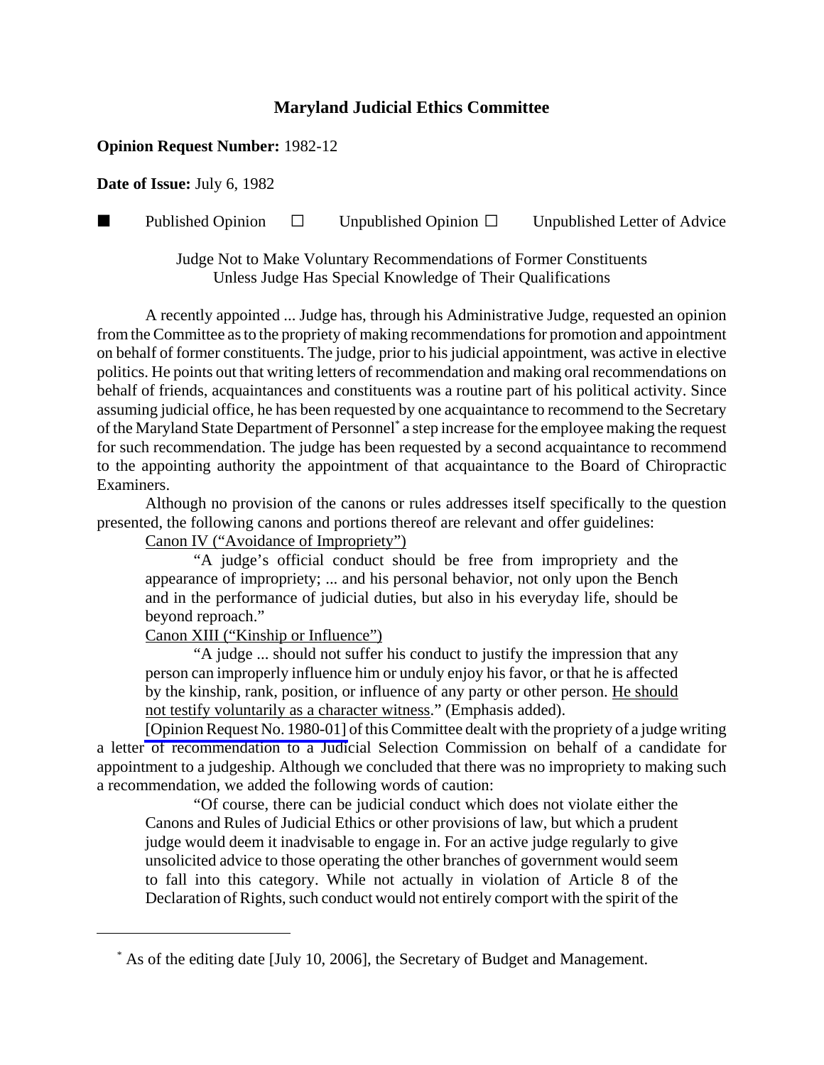# Maryland Judicial Ethics Committee

**Opinion Request Number:** 1982-12

**Date of Issue:** July 6, 1982

■ Published Opinion ☐ Unpublished Opinion ☐ Unpublished Letter of Advice

Judge Not to Make Voluntary Recommendations of Former Constituents
Unless Judge Has Special Knowledge of Their Qualifications

A recently appointed ... Judge has, through his Administrative Judge, requested an opinion from the Committee as to the propriety of making recommendations for promotion and appointment on behalf of former constituents. The judge, prior to his judicial appointment, was active in elective politics. He points out that writing letters of recommendation and making oral recommendations on behalf of friends, acquaintances and constituents was a routine part of his political activity. Since assuming judicial office, he has been requested by one acquaintance to recommend to the Secretary of the Maryland State Department of Personnel* a step increase for the employee making the request for such recommendation. The judge has been requested by a second acquaintance to recommend to the appointing authority the appointment of that acquaintance to the Board of Chiropractic Examiners.

Although no provision of the canons or rules addresses itself specifically to the question presented, the following canons and portions thereof are relevant and offer guidelines:

Canon IV ("Avoidance of Impropriety")

> "A judge's official conduct should be free from impropriety and the appearance of impropriety; ... and his personal behavior, not only upon the Bench and in the performance of judicial duties, but also in his everyday life, should be beyond reproach."

Canon XIII ("Kinship or Influence")

> "A judge ... should not suffer his conduct to justify the impression that any person can improperly influence him or unduly enjoy his favor, or that he is affected by the kinship, rank, position, or influence of any party or other person. He should not testify voluntarily as a character witness." (Emphasis added).

[Opinion Request No. 1980-01] of this Committee dealt with the propriety of a judge writing a letter of recommendation to a Judicial Selection Commission on behalf of a candidate for appointment to a judgeship. Although we concluded that there was no impropriety to making such a recommendation, we added the following words of caution:

> "Of course, there can be judicial conduct which does not violate either the Canons and Rules of Judicial Ethics or other provisions of law, but which a prudent judge would deem it inadvisable to engage in. For an active judge regularly to give unsolicited advice to those operating the other branches of government would seem to fall into this category. While not actually in violation of Article 8 of the Declaration of Rights, such conduct would not entirely comport with the spirit of the

* As of the editing date [July 10, 2006], the Secretary of Budget and Management.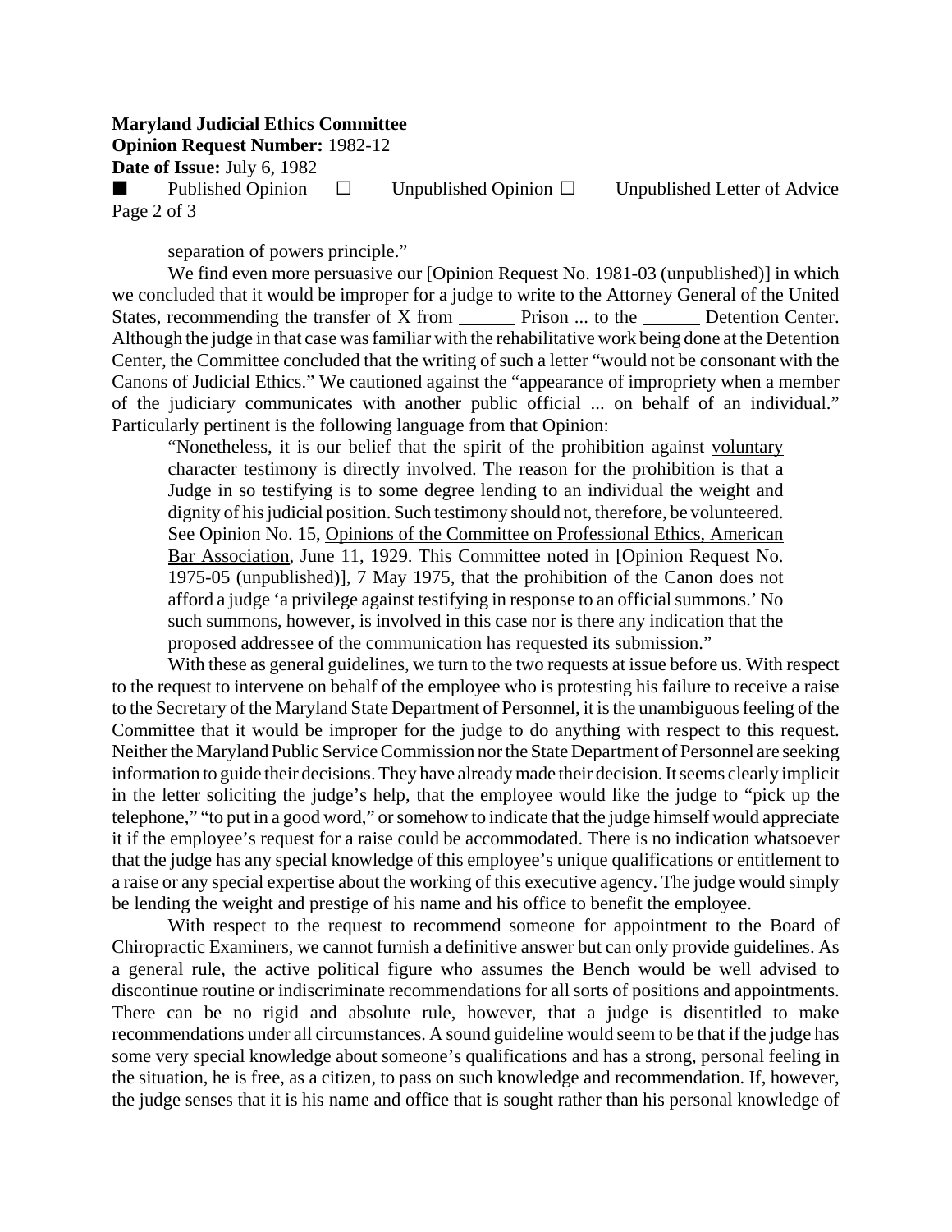separation of powers principle."

We find even more persuasive our [Opinion Request No. 1981-03 (unpublished)] in which we concluded that it would be improper for a judge to write to the Attorney General of the United States, recommending the transfer of X from ______ Prison ... to the ______ Detention Center. Although the judge in that case was familiar with the rehabilitative work being done at the Detention Center, the Committee concluded that the writing of such a letter "would not be consonant with the Canons of Judicial Ethics." We cautioned against the "appearance of impropriety when a member of the judiciary communicates with another public official ... on behalf of an individual." Particularly pertinent is the following language from that Opinion:

> "Nonetheless, it is our belief that the spirit of the prohibition against voluntary character testimony is directly involved. The reason for the prohibition is that a Judge in so testifying is to some degree lending to an individual the weight and dignity of his judicial position. Such testimony should not, therefore, be volunteered. See Opinion No. 15, Opinions of the Committee on Professional Ethics, American Bar Association, June 11, 1929. This Committee noted in [Opinion Request No. 1975-05 (unpublished)], 7 May 1975, that the prohibition of the Canon does not afford a judge 'a privilege against testifying in response to an official summons.' No such summons, however, is involved in this case nor is there any indication that the proposed addressee of the communication has requested its submission."

With these as general guidelines, we turn to the two requests at issue before us. With respect to the request to intervene on behalf of the employee who is protesting his failure to receive a raise to the Secretary of the Maryland State Department of Personnel, it is the unambiguous feeling of the Committee that it would be improper for the judge to do anything with respect to this request. Neither the Maryland Public Service Commission nor the State Department of Personnel are seeking information to guide their decisions. They have already made their decision. It seems clearly implicit in the letter soliciting the judge's help, that the employee would like the judge to "pick up the telephone," "to put in a good word," or somehow to indicate that the judge himself would appreciate it if the employee's request for a raise could be accommodated. There is no indication whatsoever that the judge has any special knowledge of this employee's unique qualifications or entitlement to a raise or any special expertise about the working of this executive agency. The judge would simply be lending the weight and prestige of his name and his office to benefit the employee.

With respect to the request to recommend someone for appointment to the Board of Chiropractic Examiners, we cannot furnish a definitive answer but can only provide guidelines. As a general rule, the active political figure who assumes the Bench would be well advised to discontinue routine or indiscriminate recommendations for all sorts of positions and appointments. There can be no rigid and absolute rule, however, that a judge is disentitled to make recommendations under all circumstances. A sound guideline would seem to be that if the judge has some very special knowledge about someone's qualifications and has a strong, personal feeling in the situation, he is free, as a citizen, to pass on such knowledge and recommendation. If, however, the judge senses that it is his name and office that is sought rather than his personal knowledge of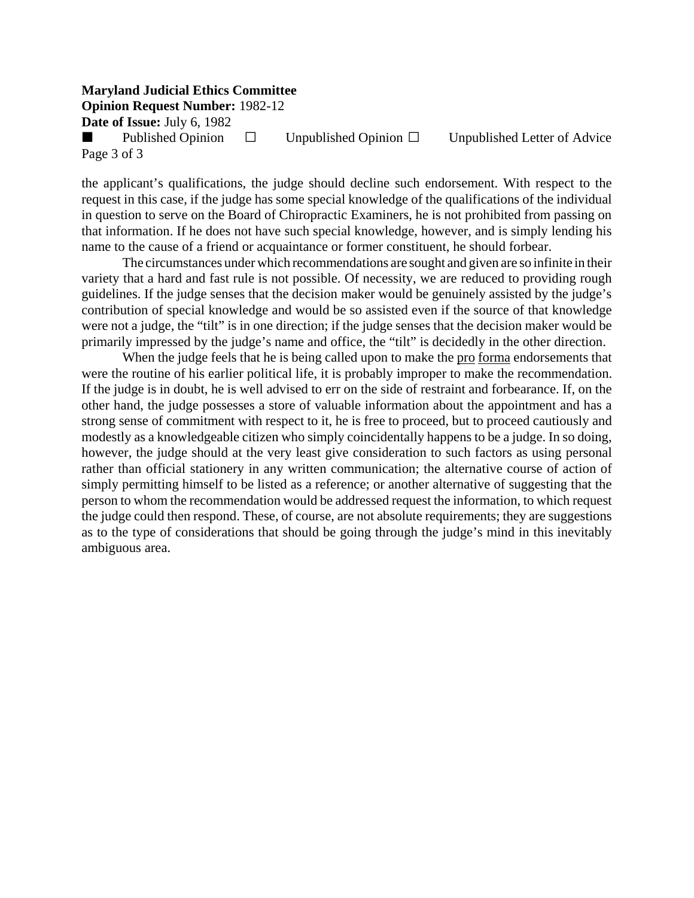the applicant's qualifications, the judge should decline such endorsement. With respect to the request in this case, if the judge has some special knowledge of the qualifications of the individual in question to serve on the Board of Chiropractic Examiners, he is not prohibited from passing on that information. If he does not have such special knowledge, however, and is simply lending his name to the cause of a friend or acquaintance or former constituent, he should forbear.

The circumstances under which recommendations are sought and given are so infinite in their variety that a hard and fast rule is not possible. Of necessity, we are reduced to providing rough guidelines. If the judge senses that the decision maker would be genuinely assisted by the judge's contribution of special knowledge and would be so assisted even if the source of that knowledge were not a judge, the "tilt" is in one direction; if the judge senses that the decision maker would be primarily impressed by the judge's name and office, the "tilt" is decidedly in the other direction.

When the judge feels that he is being called upon to make the pro forma endorsements that were the routine of his earlier political life, it is probably improper to make the recommendation. If the judge is in doubt, he is well advised to err on the side of restraint and forbearance. If, on the other hand, the judge possesses a store of valuable information about the appointment and has a strong sense of commitment with respect to it, he is free to proceed, but to proceed cautiously and modestly as a knowledgeable citizen who simply coincidentally happens to be a judge. In so doing, however, the judge should at the very least give consideration to such factors as using personal rather than official stationery in any written communication; the alternative course of action of simply permitting himself to be listed as a reference; or another alternative of suggesting that the person to whom the recommendation would be addressed request the information, to which request the judge could then respond. These, of course, are not absolute requirements; they are suggestions as to the type of considerations that should be going through the judge's mind in this inevitably ambiguous area.